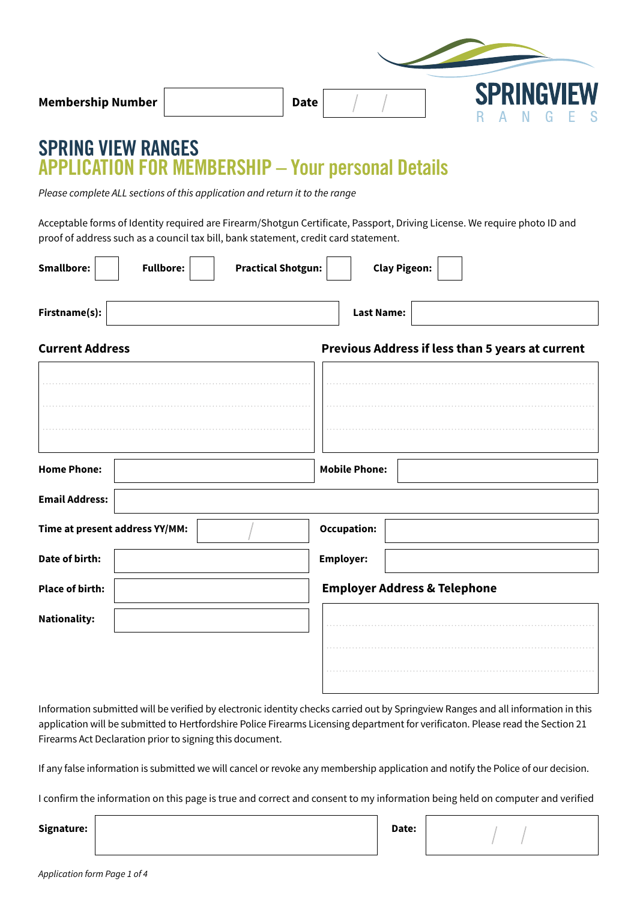**Membership Number** | **Date** / /

SPRINGVIEW RANGES

# SPRING VIEW RANGES
## APPLICATION FOR MEMBERSHIP – Your personal Details

*Please complete ALL sections of this application and return it to the range*

Acceptable forms of Identity required are Firearm/Shotgun Certificate, Passport, Driving License. We require photo ID and proof of address such as a council tax bill, bank statement, credit card statement.

**Smallbore:** ☐ **Fullbore:** ☐ **Practical Shotgun:** ☐ **Clay Pigeon:** ☐

**Firstname(s):** | **Last Name:**

**Current Address** | **Previous Address if less than 5 years at current**

**Home Phone:** | **Mobile Phone:**

**Email Address:**

**Time at present address YY/MM:** / | **Occupation:**

**Date of birth:** | **Employer:**

**Place of birth:**

**Nationality:**

**Employer Address & Telephone**

Information submitted will be verified by electronic identity checks carried out by Springview Ranges and all information in this application will be submitted to Hertfordshire Police Firearms Licensing department for verificaton. Please read the Section 21 Firearms Act Declaration prior to signing this document.

If any false information is submitted we will cancel or revoke any membership application and notify the Police of our decision.

I confirm the information on this page is true and correct and consent to my information being held on computer and verified

**Signature:** | **Date:** / /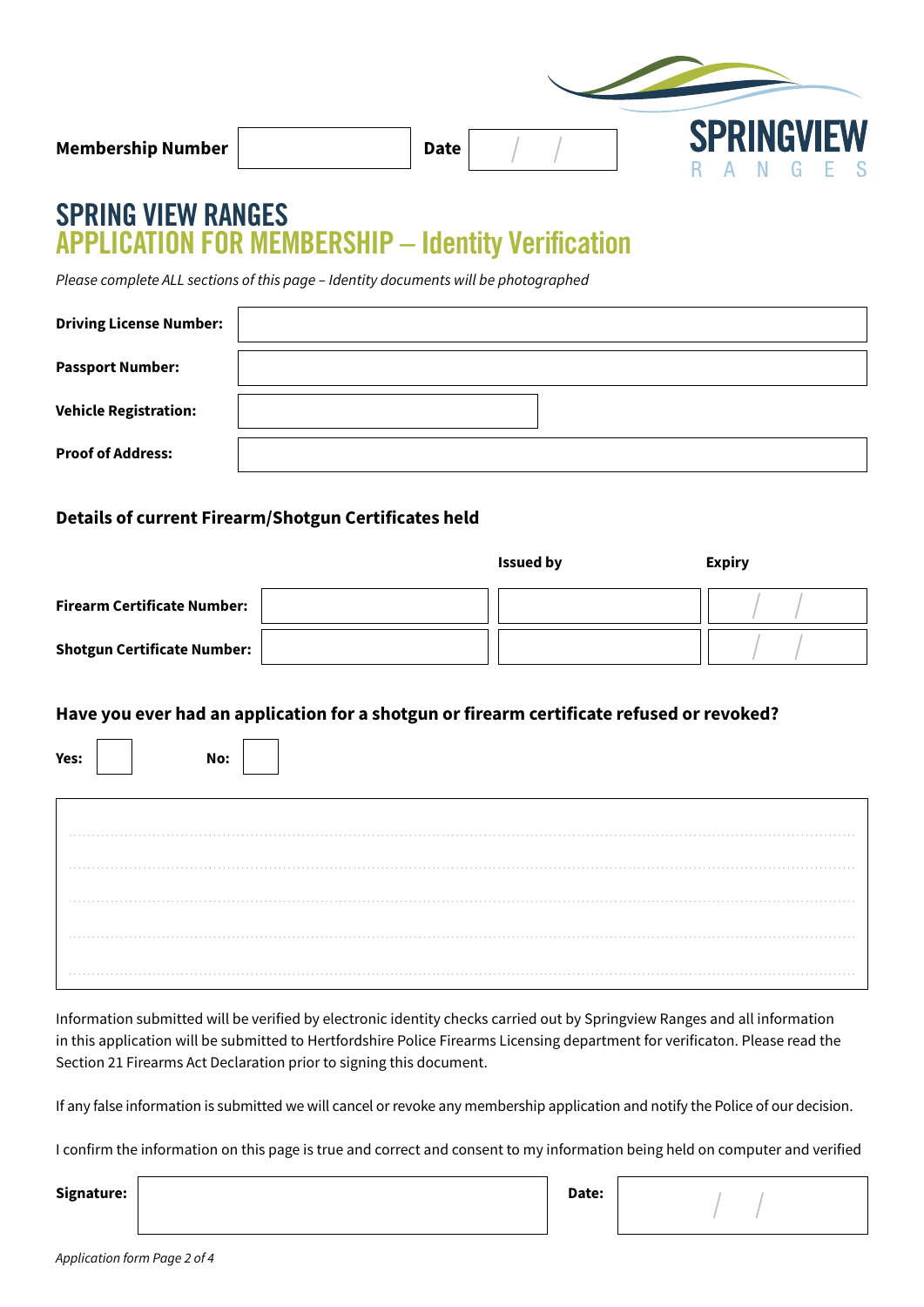**Membership Number** | | **Date** / /

SPRINGVIEW RANGES

# SPRING VIEW RANGES
## APPLICATION FOR MEMBERSHIP – Identity Verification

*Please complete ALL sections of this page – Identity documents will be photographed*

| | |
|---|---|
| **Driving License Number:** | |
| **Passport Number:** | |
| **Vehicle Registration:** | |
| **Proof of Address:** | |

### Details of current Firearm/Shotgun Certificates held

| | | Issued by | Expiry |
|---|---|---|---|
| **Firearm Certificate Number:** | | | / / |
| **Shotgun Certificate Number:** | | | / / |

### Have you ever had an application for a shotgun or firearm certificate refused or revoked?

**Yes:** ☐ **No:** ☐

.....................................................................................................................

.....................................................................................................................

.....................................................................................................................

.....................................................................................................................

.....................................................................................................................

Information submitted will be verified by electronic identity checks carried out by Springview Ranges and all information in this application will be submitted to Hertfordshire Police Firearms Licensing department for verificaton. Please read the Section 21 Firearms Act Declaration prior to signing this document.

If any false information is submitted we will cancel or revoke any membership application and notify the Police of our decision.

I confirm the information on this page is true and correct and consent to my information being held on computer and verified

**Signature:** | | **Date:** / /

*Application form Page 2 of 4*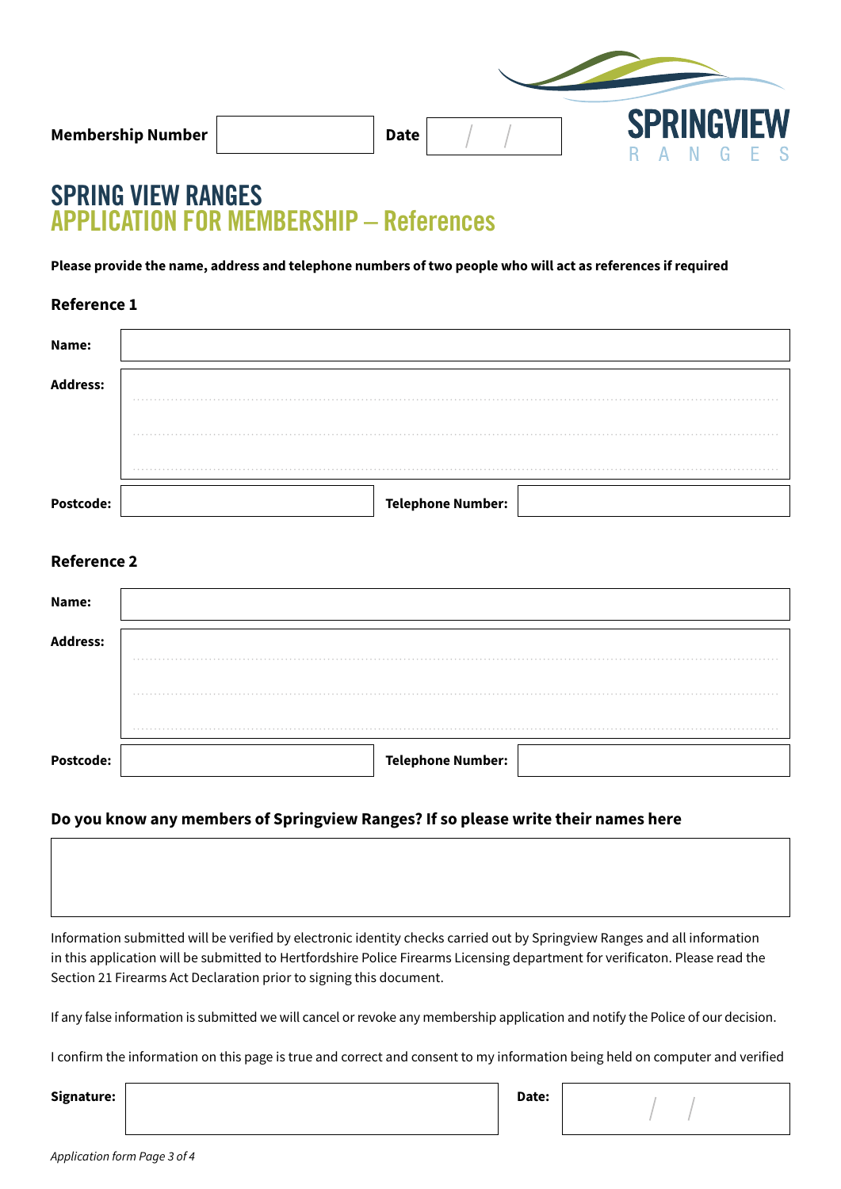**Membership Number** | | **Date** / /

SPRINGVIEW RANGES

# SPRING VIEW RANGES
# APPLICATION FOR MEMBERSHIP – References

**Please provide the name, address and telephone numbers of two people who will act as references if required**

### Reference 1

**Name:**

**Address:**

**Postcode:** | **Telephone Number:**

### Reference 2

**Name:**

**Address:**

**Postcode:** | **Telephone Number:**

### Do you know any members of Springview Ranges? If so please write their names here

Information submitted will be verified by electronic identity checks carried out by Springview Ranges and all information in this application will be submitted to Hertfordshire Police Firearms Licensing department for verificaton. Please read the Section 21 Firearms Act Declaration prior to signing this document.

If any false information is submitted we will cancel or revoke any membership application and notify the Police of our decision.

I confirm the information on this page is true and correct and consent to my information being held on computer and verified

**Signature:** | **Date:** / /

*Application form Page 3 of 4*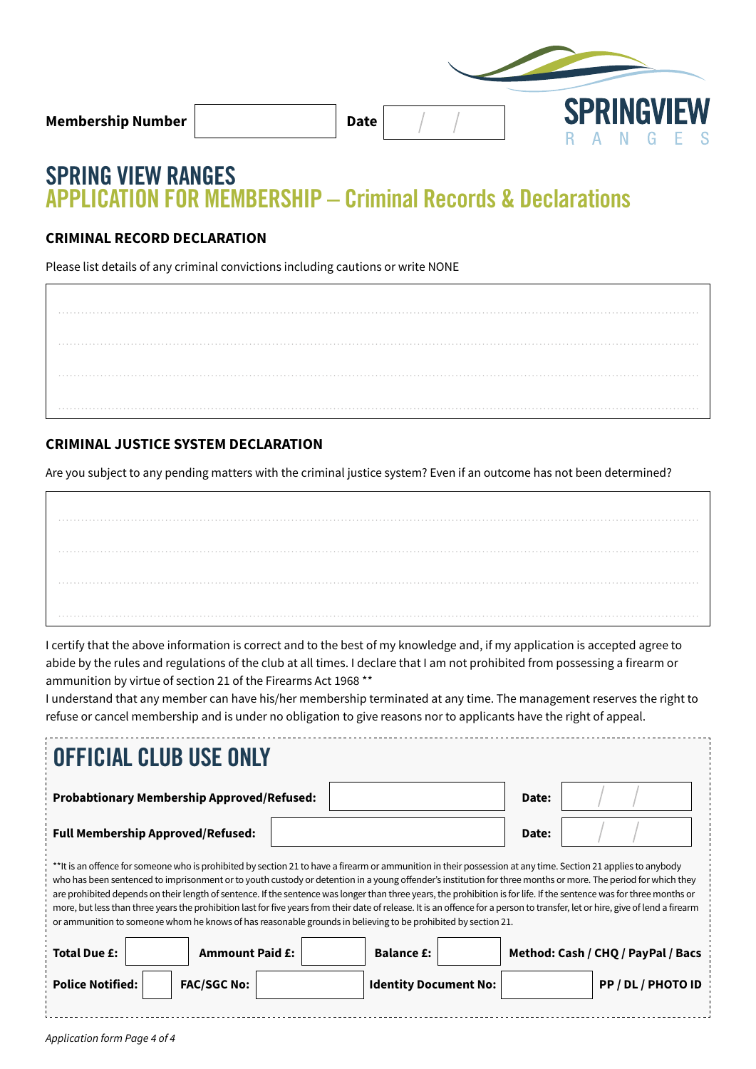| Membership Number | | Date | / / |
|---|---|---|---|

SPRINGVIEW
R A N G E S

# SPRING VIEW RANGES
## APPLICATION FOR MEMBERSHIP – Criminal Records & Declarations

### CRIMINAL RECORD DECLARATION

Please list details of any criminal convictions including cautions or write NONE

### CRIMINAL JUSTICE SYSTEM DECLARATION

Are you subject to any pending matters with the criminal justice system? Even if an outcome has not been determined?

I certify that the above information is correct and to the best of my knowledge and, if my application is accepted agree to abide by the rules and regulations of the club at all times. I declare that I am not prohibited from possessing a firearm or ammunition by virtue of section 21 of the Firearms Act 1968 **
I understand that any member can have his/her membership terminated at any time. The management reserves the right to refuse or cancel membership and is under no obligation to give reasons nor to applicants have the right of appeal.

## OFFICIAL CLUB USE ONLY

| | | | |
|---|---|---|---|
| **Probabtionary Membership Approved/Refused:** | | **Date:** | / / |
| **Full Membership Approved/Refused:** | | **Date:** | / / |

**It is an offence for someone who is prohibited by section 21 to have a firearm or ammunition in their possession at any time. Section 21 applies to anybody who has been sentenced to imprisonment or to youth custody or detention in a young offender's institution for three months or more. The period for which they are prohibited depends on their length of sentence. If the sentence was longer than three years, the prohibition is for life. If the sentence was for three months or more, but less than three years the prohibition last for five years from their date of release. It is an offence for a person to transfer, let or hire, give of lend a firearm or ammunition to someone whom he knows of has reasonable grounds in believing to be prohibited by section 21.

| | | | | | | | |
|---|---|---|---|---|---|---|---|
| **Total Due £:** | | **Ammount Paid £:** | | **Balance £:** | | **Method: Cash / CHQ / PayPal / Bacs** | |
| **Police Notified:** | | **FAC/SGC No:** | | **Identity Document No:** | | **PP / DL / PHOTO ID** | |

*Application form Page 4 of 4*